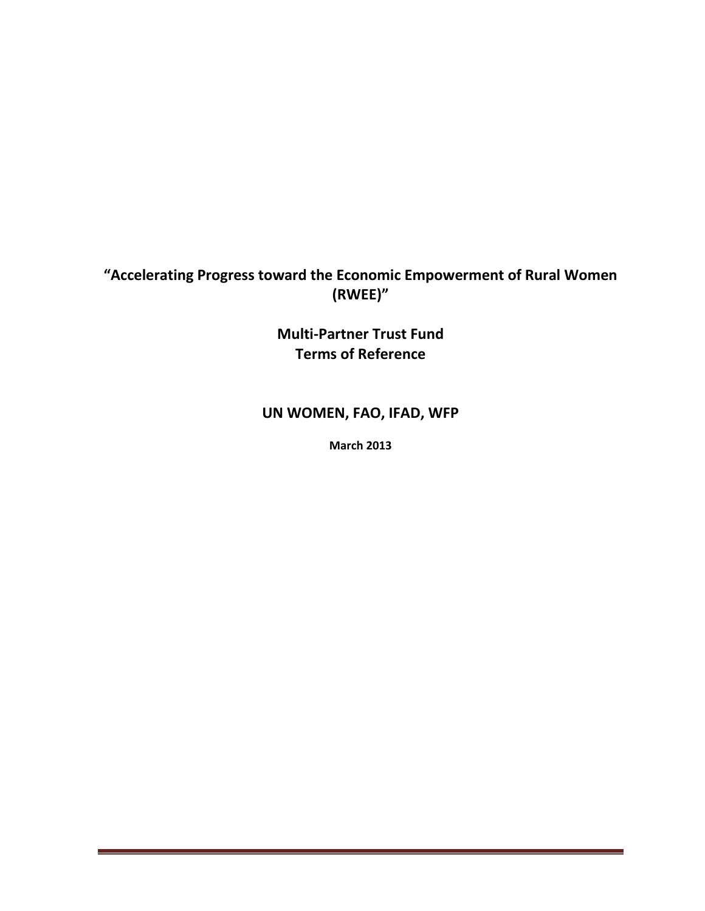# "Accelerating Progress toward the Economic Empowerment of Rural Women (RWEE)"

## Multi-Partner Trust Fund
## Terms of Reference

### UN WOMEN, FAO, IFAD, WFP

**March 2013**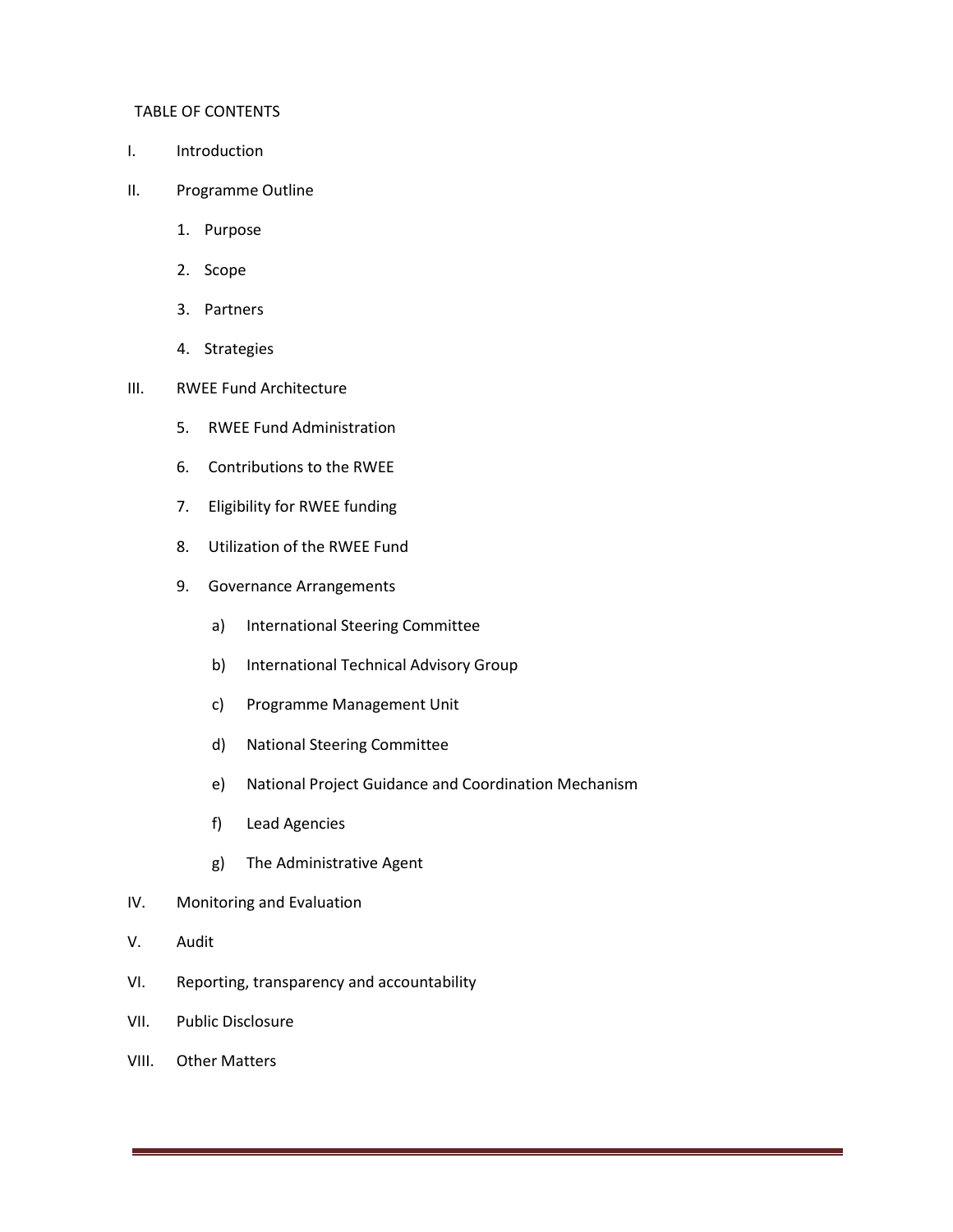TABLE OF CONTENTS

I. Introduction

II. Programme Outline

1. Purpose
2. Scope
3. Partners
4. Strategies

III. RWEE Fund Architecture

5. RWEE Fund Administration
6. Contributions to the RWEE
7. Eligibility for RWEE funding
8. Utilization of the RWEE Fund
9. Governance Arrangements
   a) International Steering Committee
   b) International Technical Advisory Group
   c) Programme Management Unit
   d) National Steering Committee
   e) National Project Guidance and Coordination Mechanism
   f) Lead Agencies
   g) The Administrative Agent

IV. Monitoring and Evaluation

V. Audit

VI. Reporting, transparency and accountability

VII. Public Disclosure

VIII. Other Matters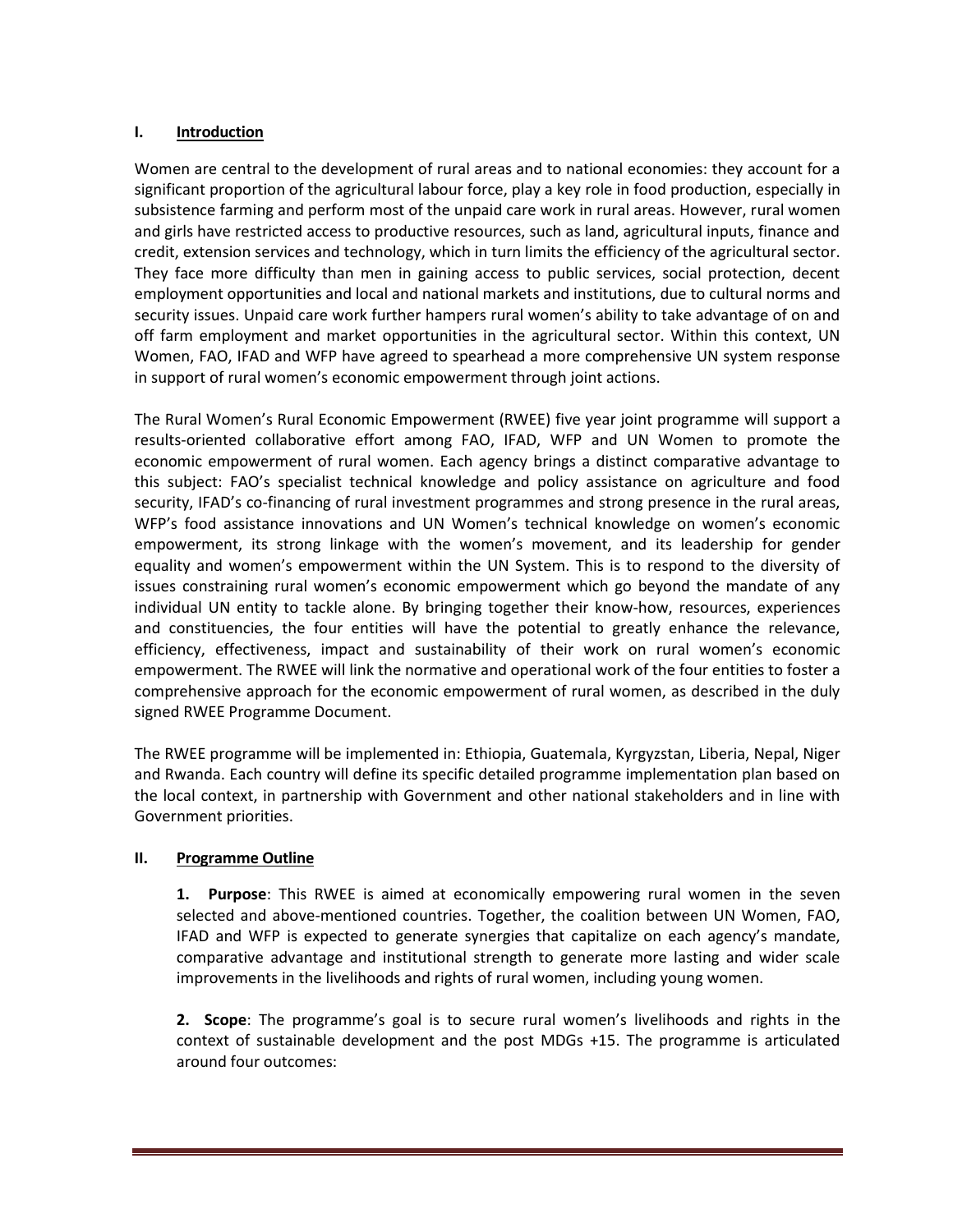## I. Introduction

Women are central to the development of rural areas and to national economies: they account for a significant proportion of the agricultural labour force, play a key role in food production, especially in subsistence farming and perform most of the unpaid care work in rural areas. However, rural women and girls have restricted access to productive resources, such as land, agricultural inputs, finance and credit, extension services and technology, which in turn limits the efficiency of the agricultural sector. They face more difficulty than men in gaining access to public services, social protection, decent employment opportunities and local and national markets and institutions, due to cultural norms and security issues. Unpaid care work further hampers rural women's ability to take advantage of on and off farm employment and market opportunities in the agricultural sector. Within this context, UN Women, FAO, IFAD and WFP have agreed to spearhead a more comprehensive UN system response in support of rural women's economic empowerment through joint actions.

The Rural Women's Rural Economic Empowerment (RWEE) five year joint programme will support a results-oriented collaborative effort among FAO, IFAD, WFP and UN Women to promote the economic empowerment of rural women. Each agency brings a distinct comparative advantage to this subject: FAO's specialist technical knowledge and policy assistance on agriculture and food security, IFAD's co-financing of rural investment programmes and strong presence in the rural areas, WFP's food assistance innovations and UN Women's technical knowledge on women's economic empowerment, its strong linkage with the women's movement, and its leadership for gender equality and women's empowerment within the UN System. This is to respond to the diversity of issues constraining rural women's economic empowerment which go beyond the mandate of any individual UN entity to tackle alone. By bringing together their know-how, resources, experiences and constituencies, the four entities will have the potential to greatly enhance the relevance, efficiency, effectiveness, impact and sustainability of their work on rural women's economic empowerment. The RWEE will link the normative and operational work of the four entities to foster a comprehensive approach for the economic empowerment of rural women, as described in the duly signed RWEE Programme Document.

The RWEE programme will be implemented in: Ethiopia, Guatemala, Kyrgyzstan, Liberia, Nepal, Niger and Rwanda. Each country will define its specific detailed programme implementation plan based on the local context, in partnership with Government and other national stakeholders and in line with Government priorities.

## II. Programme Outline

**1. Purpose**: This RWEE is aimed at economically empowering rural women in the seven selected and above-mentioned countries. Together, the coalition between UN Women, FAO, IFAD and WFP is expected to generate synergies that capitalize on each agency's mandate, comparative advantage and institutional strength to generate more lasting and wider scale improvements in the livelihoods and rights of rural women, including young women.

**2. Scope**: The programme's goal is to secure rural women's livelihoods and rights in the context of sustainable development and the post MDGs +15. The programme is articulated around four outcomes: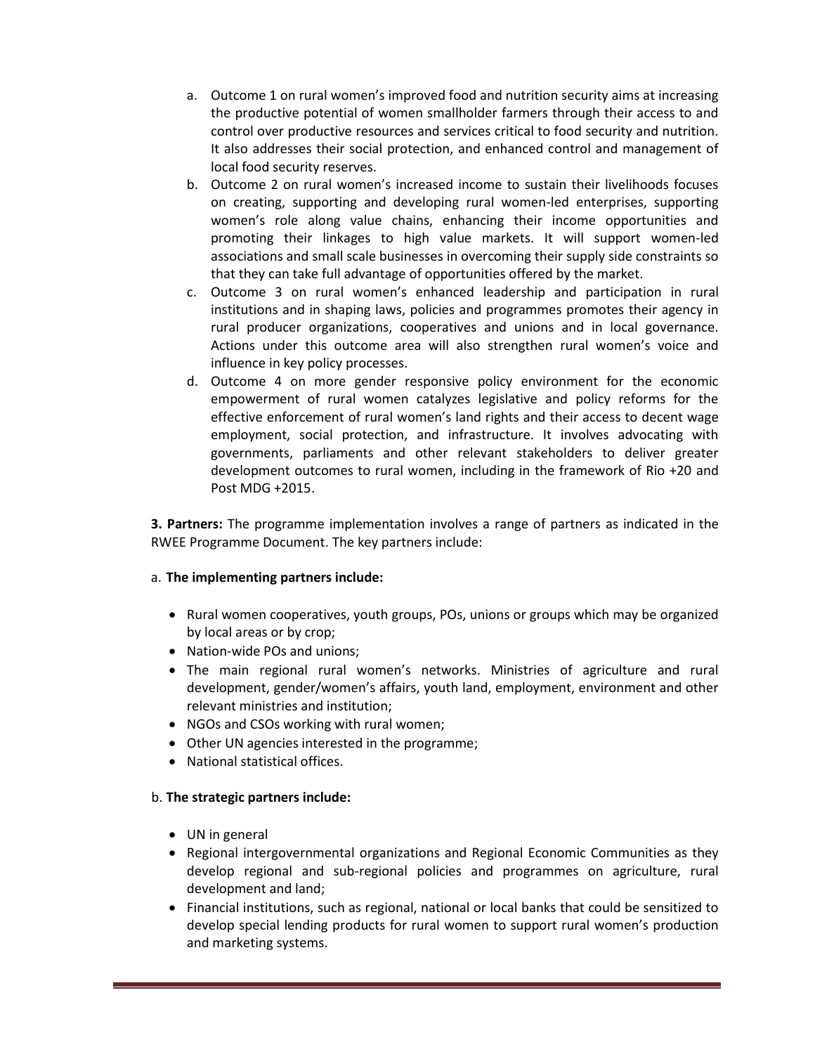a. Outcome 1 on rural women's improved food and nutrition security aims at increasing the productive potential of women smallholder farmers through their access to and control over productive resources and services critical to food security and nutrition. It also addresses their social protection, and enhanced control and management of local food security reserves.
b. Outcome 2 on rural women's increased income to sustain their livelihoods focuses on creating, supporting and developing rural women-led enterprises, supporting women's role along value chains, enhancing their income opportunities and promoting their linkages to high value markets. It will support women-led associations and small scale businesses in overcoming their supply side constraints so that they can take full advantage of opportunities offered by the market.
c. Outcome 3 on rural women's enhanced leadership and participation in rural institutions and in shaping laws, policies and programmes promotes their agency in rural producer organizations, cooperatives and unions and in local governance. Actions under this outcome area will also strengthen rural women's voice and influence in key policy processes.
d. Outcome 4 on more gender responsive policy environment for the economic empowerment of rural women catalyzes legislative and policy reforms for the effective enforcement of rural women's land rights and their access to decent wage employment, social protection, and infrastructure. It involves advocating with governments, parliaments and other relevant stakeholders to deliver greater development outcomes to rural women, including in the framework of Rio +20 and Post MDG +2015.

**3. Partners:** The programme implementation involves a range of partners as indicated in the RWEE Programme Document. The key partners include:

a. **The implementing partners include:**

- Rural women cooperatives, youth groups, POs, unions or groups which may be organized by local areas or by crop;
- Nation-wide POs and unions;
- The main regional rural women's networks. Ministries of agriculture and rural development, gender/women's affairs, youth land, employment, environment and other relevant ministries and institution;
- NGOs and CSOs working with rural women;
- Other UN agencies interested in the programme;
- National statistical offices.

b. **The strategic partners include:**

- UN in general
- Regional intergovernmental organizations and Regional Economic Communities as they develop regional and sub-regional policies and programmes on agriculture, rural development and land;
- Financial institutions, such as regional, national or local banks that could be sensitized to develop special lending products for rural women to support rural women's production and marketing systems.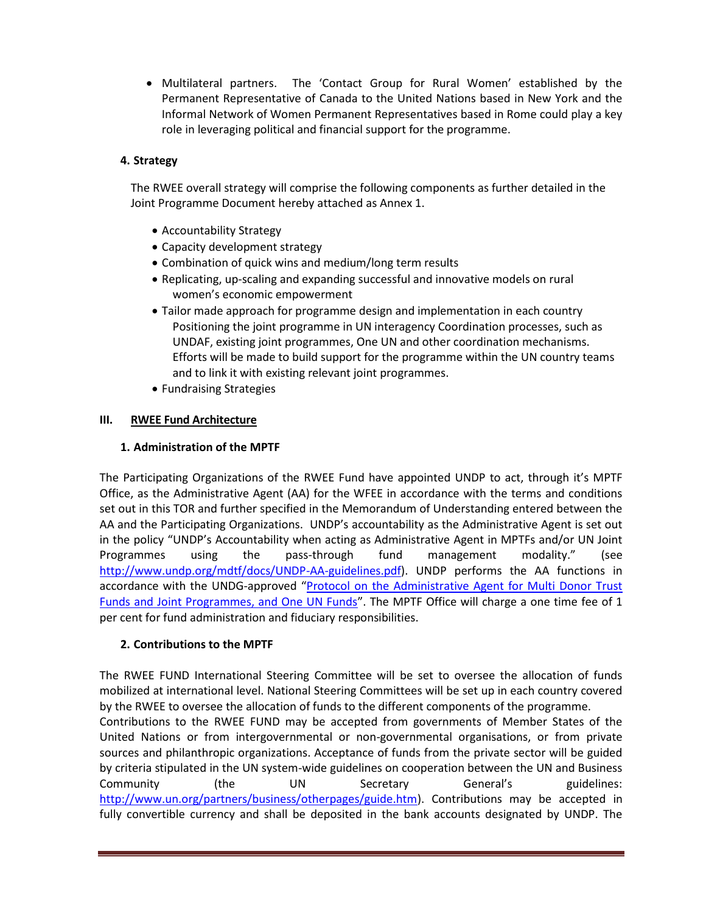- Multilateral partners. The 'Contact Group for Rural Women' established by the Permanent Representative of Canada to the United Nations based in New York and the Informal Network of Women Permanent Representatives based in Rome could play a key role in leveraging political and financial support for the programme.

### 4. Strategy

The RWEE overall strategy will comprise the following components as further detailed in the Joint Programme Document hereby attached as Annex 1.

- Accountability Strategy
- Capacity development strategy
- Combination of quick wins and medium/long term results
- Replicating, up-scaling and expanding successful and innovative models on rural women's economic empowerment
- Tailor made approach for programme design and implementation in each country Positioning the joint programme in UN interagency Coordination processes, such as UNDAF, existing joint programmes, One UN and other coordination mechanisms. Efforts will be made to build support for the programme within the UN country teams and to link it with existing relevant joint programmes.
- Fundraising Strategies

## III. RWEE Fund Architecture

### 1. Administration of the MPTF

The Participating Organizations of the RWEE Fund have appointed UNDP to act, through it's MPTF Office, as the Administrative Agent (AA) for the WFEE in accordance with the terms and conditions set out in this TOR and further specified in the Memorandum of Understanding entered between the AA and the Participating Organizations. UNDP's accountability as the Administrative Agent is set out in the policy "UNDP's Accountability when acting as Administrative Agent in MPTFs and/or UN Joint Programmes using the pass-through fund management modality." (see http://www.undp.org/mdtf/docs/UNDP-AA-guidelines.pdf). UNDP performs the AA functions in accordance with the UNDG-approved "Protocol on the Administrative Agent for Multi Donor Trust Funds and Joint Programmes, and One UN Funds". The MPTF Office will charge a one time fee of 1 per cent for fund administration and fiduciary responsibilities.

### 2. Contributions to the MPTF

The RWEE FUND International Steering Committee will be set to oversee the allocation of funds mobilized at international level. National Steering Committees will be set up in each country covered by the RWEE to oversee the allocation of funds to the different components of the programme.

Contributions to the RWEE FUND may be accepted from governments of Member States of the United Nations or from intergovernmental or non-governmental organisations, or from private sources and philanthropic organizations. Acceptance of funds from the private sector will be guided by criteria stipulated in the UN system-wide guidelines on cooperation between the UN and Business Community (the UN Secretary General's guidelines: http://www.un.org/partners/business/otherpages/guide.htm). Contributions may be accepted in fully convertible currency and shall be deposited in the bank accounts designated by UNDP. The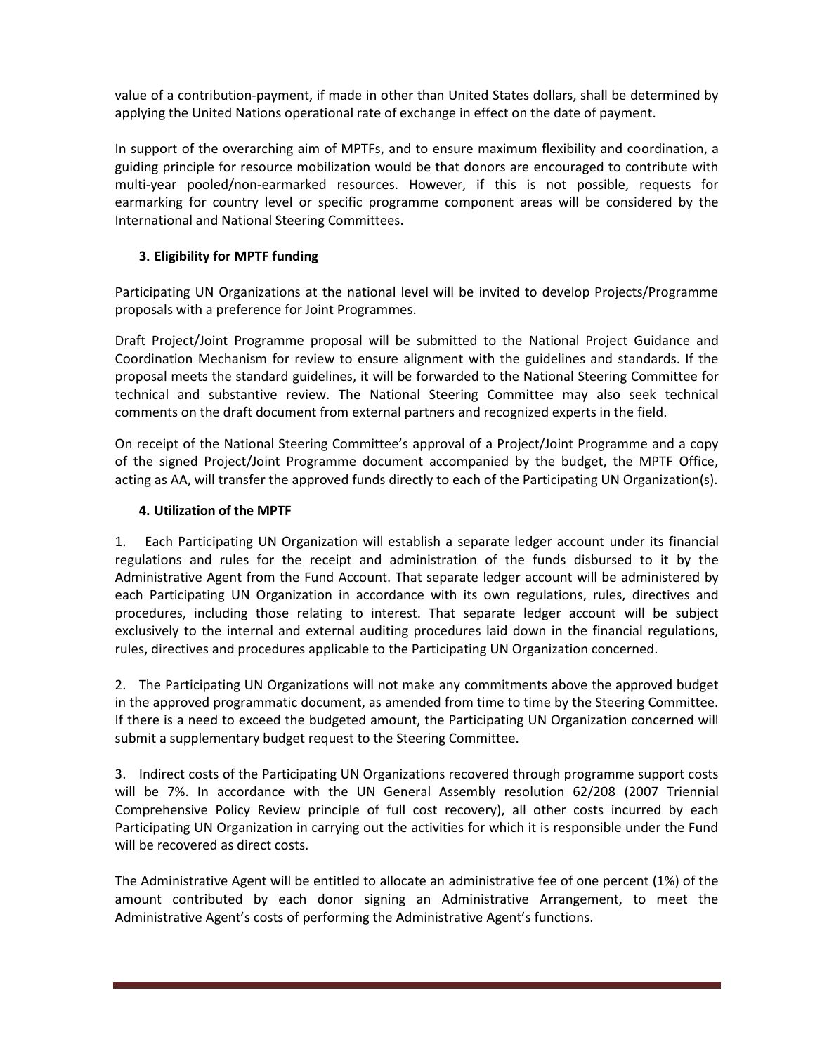value of a contribution-payment, if made in other than United States dollars, shall be determined by applying the United Nations operational rate of exchange in effect on the date of payment.

In support of the overarching aim of MPTFs, and to ensure maximum flexibility and coordination, a guiding principle for resource mobilization would be that donors are encouraged to contribute with multi-year pooled/non-earmarked resources. However, if this is not possible, requests for earmarking for country level or specific programme component areas will be considered by the International and National Steering Committees.

### 3. Eligibility for MPTF funding

Participating UN Organizations at the national level will be invited to develop Projects/Programme proposals with a preference for Joint Programmes.

Draft Project/Joint Programme proposal will be submitted to the National Project Guidance and Coordination Mechanism for review to ensure alignment with the guidelines and standards. If the proposal meets the standard guidelines, it will be forwarded to the National Steering Committee for technical and substantive review. The National Steering Committee may also seek technical comments on the draft document from external partners and recognized experts in the field.

On receipt of the National Steering Committee's approval of a Project/Joint Programme and a copy of the signed Project/Joint Programme document accompanied by the budget, the MPTF Office, acting as AA, will transfer the approved funds directly to each of the Participating UN Organization(s).

### 4. Utilization of the MPTF

1. Each Participating UN Organization will establish a separate ledger account under its financial regulations and rules for the receipt and administration of the funds disbursed to it by the Administrative Agent from the Fund Account. That separate ledger account will be administered by each Participating UN Organization in accordance with its own regulations, rules, directives and procedures, including those relating to interest. That separate ledger account will be subject exclusively to the internal and external auditing procedures laid down in the financial regulations, rules, directives and procedures applicable to the Participating UN Organization concerned.

2. The Participating UN Organizations will not make any commitments above the approved budget in the approved programmatic document, as amended from time to time by the Steering Committee. If there is a need to exceed the budgeted amount, the Participating UN Organization concerned will submit a supplementary budget request to the Steering Committee.

3. Indirect costs of the Participating UN Organizations recovered through programme support costs will be 7%. In accordance with the UN General Assembly resolution 62/208 (2007 Triennial Comprehensive Policy Review principle of full cost recovery), all other costs incurred by each Participating UN Organization in carrying out the activities for which it is responsible under the Fund will be recovered as direct costs.

The Administrative Agent will be entitled to allocate an administrative fee of one percent (1%) of the amount contributed by each donor signing an Administrative Arrangement, to meet the Administrative Agent's costs of performing the Administrative Agent's functions.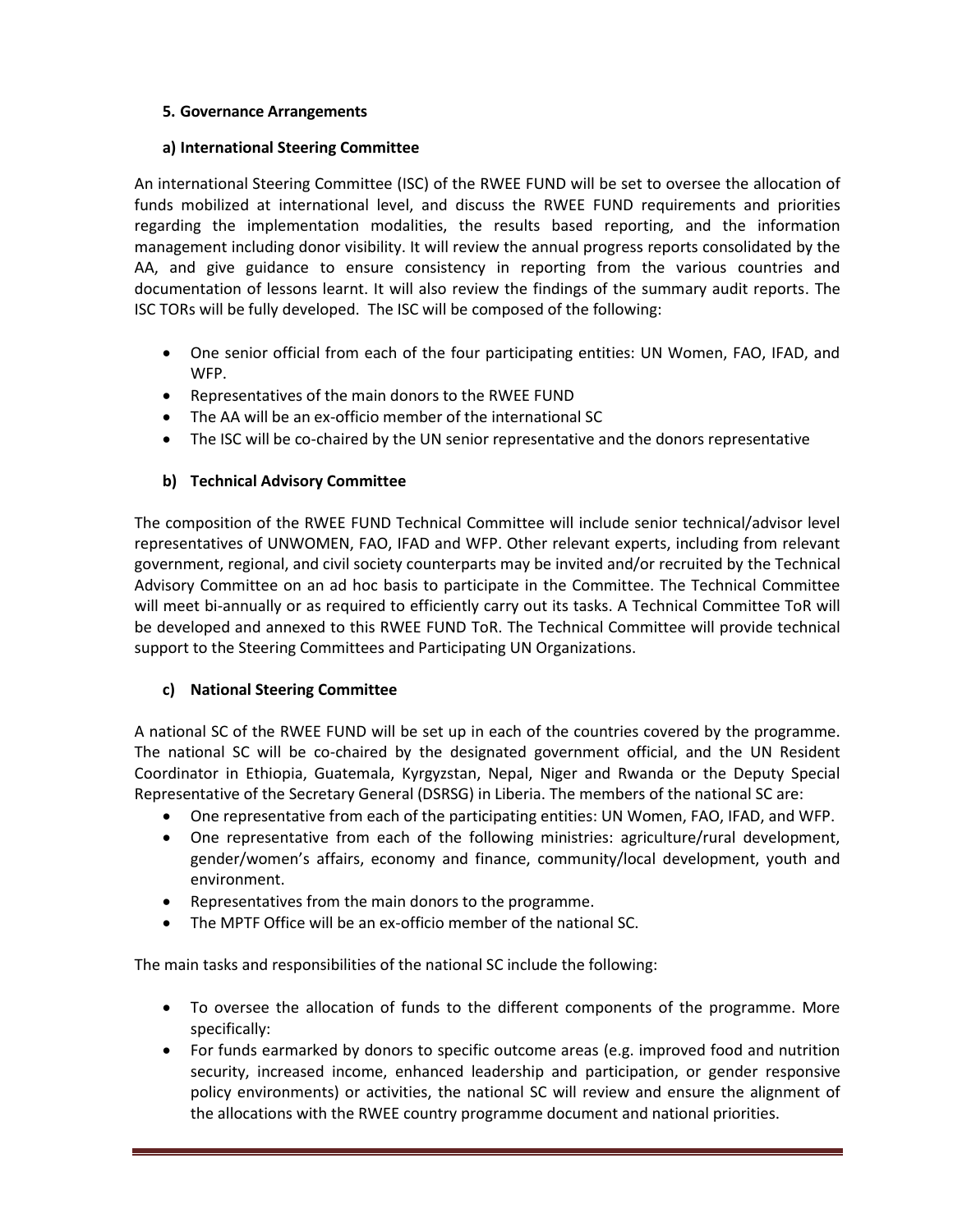### 5. Governance Arrangements

#### a) International Steering Committee

An international Steering Committee (ISC) of the RWEE FUND will be set to oversee the allocation of funds mobilized at international level, and discuss the RWEE FUND requirements and priorities regarding the implementation modalities, the results based reporting, and the information management including donor visibility. It will review the annual progress reports consolidated by the AA, and give guidance to ensure consistency in reporting from the various countries and documentation of lessons learnt. It will also review the findings of the summary audit reports. The ISC TORs will be fully developed. The ISC will be composed of the following:

- One senior official from each of the four participating entities: UN Women, FAO, IFAD, and WFP.
- Representatives of the main donors to the RWEE FUND
- The AA will be an ex-officio member of the international SC
- The ISC will be co-chaired by the UN senior representative and the donors representative

#### b) Technical Advisory Committee

The composition of the RWEE FUND Technical Committee will include senior technical/advisor level representatives of UNWOMEN, FAO, IFAD and WFP. Other relevant experts, including from relevant government, regional, and civil society counterparts may be invited and/or recruited by the Technical Advisory Committee on an ad hoc basis to participate in the Committee. The Technical Committee will meet bi-annually or as required to efficiently carry out its tasks. A Technical Committee ToR will be developed and annexed to this RWEE FUND ToR. The Technical Committee will provide technical support to the Steering Committees and Participating UN Organizations.

#### c) National Steering Committee

A national SC of the RWEE FUND will be set up in each of the countries covered by the programme. The national SC will be co-chaired by the designated government official, and the UN Resident Coordinator in Ethiopia, Guatemala, Kyrgyzstan, Nepal, Niger and Rwanda or the Deputy Special Representative of the Secretary General (DSRSG) in Liberia. The members of the national SC are:

- One representative from each of the participating entities: UN Women, FAO, IFAD, and WFP.
- One representative from each of the following ministries: agriculture/rural development, gender/women's affairs, economy and finance, community/local development, youth and environment.
- Representatives from the main donors to the programme.
- The MPTF Office will be an ex-officio member of the national SC.

The main tasks and responsibilities of the national SC include the following:

- To oversee the allocation of funds to the different components of the programme. More specifically:
- For funds earmarked by donors to specific outcome areas (e.g. improved food and nutrition security, increased income, enhanced leadership and participation, or gender responsive policy environments) or activities, the national SC will review and ensure the alignment of the allocations with the RWEE country programme document and national priorities.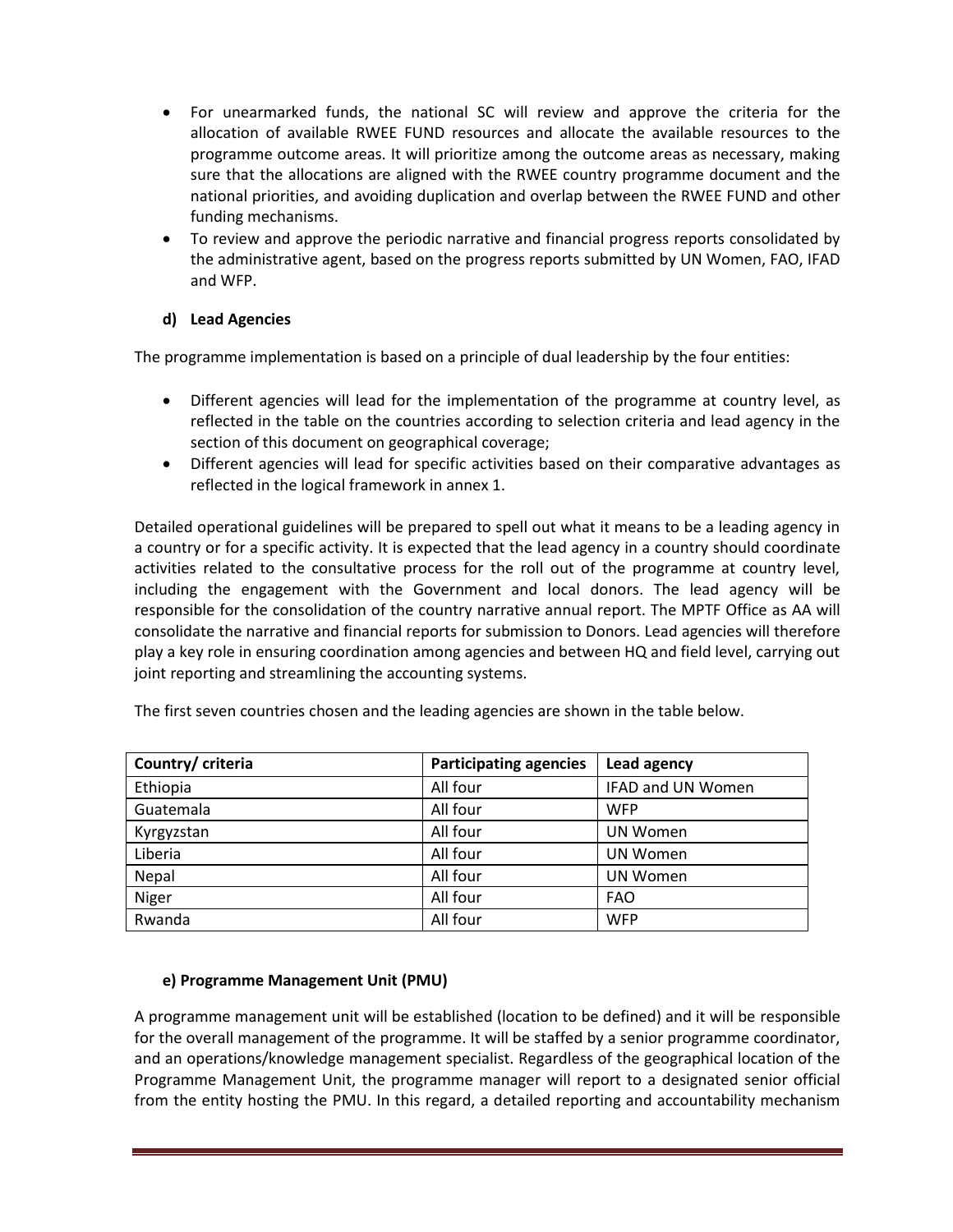- For unearmarked funds, the national SC will review and approve the criteria for the allocation of available RWEE FUND resources and allocate the available resources to the programme outcome areas. It will prioritize among the outcome areas as necessary, making sure that the allocations are aligned with the RWEE country programme document and the national priorities, and avoiding duplication and overlap between the RWEE FUND and other funding mechanisms.
- To review and approve the periodic narrative and financial progress reports consolidated by the administrative agent, based on the progress reports submitted by UN Women, FAO, IFAD and WFP.

**d) Lead Agencies**

The programme implementation is based on a principle of dual leadership by the four entities:

- Different agencies will lead for the implementation of the programme at country level, as reflected in the table on the countries according to selection criteria and lead agency in the section of this document on geographical coverage;
- Different agencies will lead for specific activities based on their comparative advantages as reflected in the logical framework in annex 1.

Detailed operational guidelines will be prepared to spell out what it means to be a leading agency in a country or for a specific activity. It is expected that the lead agency in a country should coordinate activities related to the consultative process for the roll out of the programme at country level, including the engagement with the Government and local donors. The lead agency will be responsible for the consolidation of the country narrative annual report. The MPTF Office as AA will consolidate the narrative and financial reports for submission to Donors. Lead agencies will therefore play a key role in ensuring coordination among agencies and between HQ and field level, carrying out joint reporting and streamlining the accounting systems.

The first seven countries chosen and the leading agencies are shown in the table below.

| Country/ criteria | Participating agencies | Lead agency |
|---|---|---|
| Ethiopia | All four | IFAD and UN Women |
| Guatemala | All four | WFP |
| Kyrgyzstan | All four | UN Women |
| Liberia | All four | UN Women |
| Nepal | All four | UN Women |
| Niger | All four | FAO |
| Rwanda | All four | WFP |

**e) Programme Management Unit (PMU)**

A programme management unit will be established (location to be defined) and it will be responsible for the overall management of the programme. It will be staffed by a senior programme coordinator, and an operations/knowledge management specialist. Regardless of the geographical location of the Programme Management Unit, the programme manager will report to a designated senior official from the entity hosting the PMU. In this regard, a detailed reporting and accountability mechanism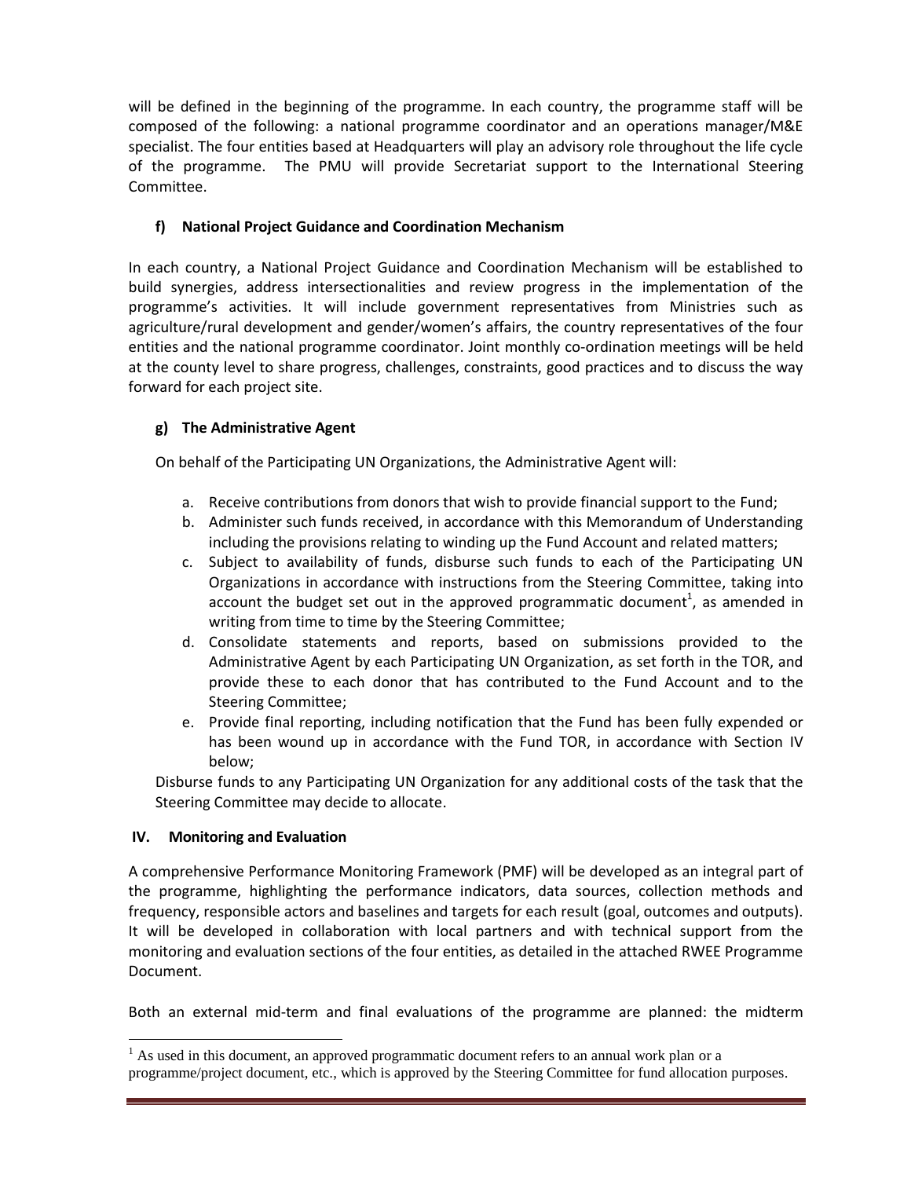will be defined in the beginning of the programme. In each country, the programme staff will be composed of the following: a national programme coordinator and an operations manager/M&E specialist. The four entities based at Headquarters will play an advisory role throughout the life cycle of the programme. The PMU will provide Secretariat support to the International Steering Committee.

### f) National Project Guidance and Coordination Mechanism

In each country, a National Project Guidance and Coordination Mechanism will be established to build synergies, address intersectionalities and review progress in the implementation of the programme's activities. It will include government representatives from Ministries such as agriculture/rural development and gender/women's affairs, the country representatives of the four entities and the national programme coordinator. Joint monthly co-ordination meetings will be held at the county level to share progress, challenges, constraints, good practices and to discuss the way forward for each project site.

### g) The Administrative Agent

On behalf of the Participating UN Organizations, the Administrative Agent will:

a. Receive contributions from donors that wish to provide financial support to the Fund;
b. Administer such funds received, in accordance with this Memorandum of Understanding including the provisions relating to winding up the Fund Account and related matters;
c. Subject to availability of funds, disburse such funds to each of the Participating UN Organizations in accordance with instructions from the Steering Committee, taking into account the budget set out in the approved programmatic document[1], as amended in writing from time to time by the Steering Committee;
d. Consolidate statements and reports, based on submissions provided to the Administrative Agent by each Participating UN Organization, as set forth in the TOR, and provide these to each donor that has contributed to the Fund Account and to the Steering Committee;
e. Provide final reporting, including notification that the Fund has been fully expended or has been wound up in accordance with the Fund TOR, in accordance with Section IV below;

Disburse funds to any Participating UN Organization for any additional costs of the task that the Steering Committee may decide to allocate.

## IV. Monitoring and Evaluation

A comprehensive Performance Monitoring Framework (PMF) will be developed as an integral part of the programme, highlighting the performance indicators, data sources, collection methods and frequency, responsible actors and baselines and targets for each result (goal, outcomes and outputs). It will be developed in collaboration with local partners and with technical support from the monitoring and evaluation sections of the four entities, as detailed in the attached RWEE Programme Document.

Both an external mid-term and final evaluations of the programme are planned: the midterm

[1] As used in this document, an approved programmatic document refers to an annual work plan or a programme/project document, etc., which is approved by the Steering Committee for fund allocation purposes.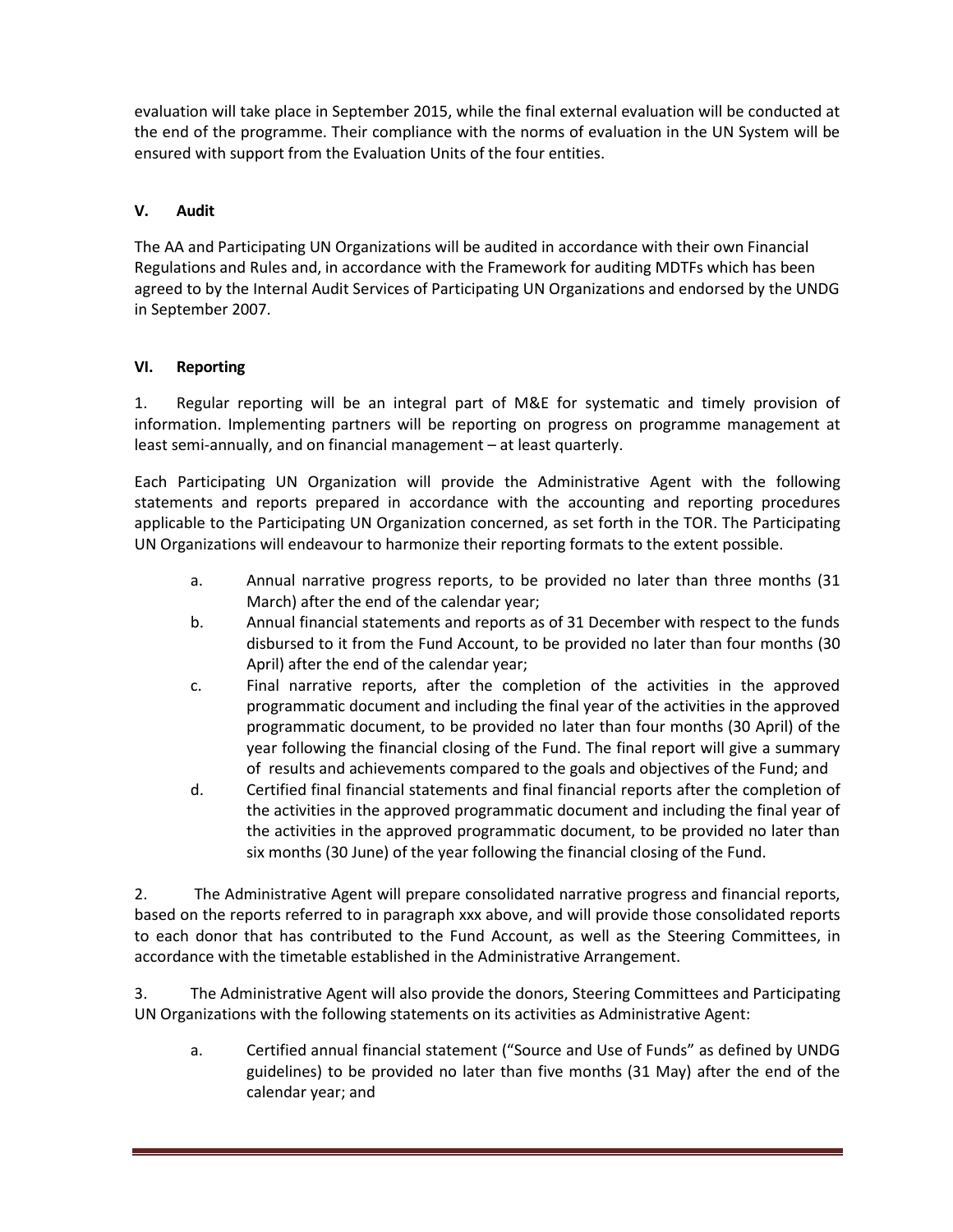evaluation will take place in September 2015, while the final external evaluation will be conducted at the end of the programme. Their compliance with the norms of evaluation in the UN System will be ensured with support from the Evaluation Units of the four entities.

## V. Audit

The AA and Participating UN Organizations will be audited in accordance with their own Financial Regulations and Rules and, in accordance with the Framework for auditing MDTFs which has been agreed to by the Internal Audit Services of Participating UN Organizations and endorsed by the UNDG in September 2007.

## VI. Reporting

1. Regular reporting will be an integral part of M&E for systematic and timely provision of information. Implementing partners will be reporting on progress on programme management at least semi-annually, and on financial management – at least quarterly.

Each Participating UN Organization will provide the Administrative Agent with the following statements and reports prepared in accordance with the accounting and reporting procedures applicable to the Participating UN Organization concerned, as set forth in the TOR. The Participating UN Organizations will endeavour to harmonize their reporting formats to the extent possible.

a. Annual narrative progress reports, to be provided no later than three months (31 March) after the end of the calendar year;

b. Annual financial statements and reports as of 31 December with respect to the funds disbursed to it from the Fund Account, to be provided no later than four months (30 April) after the end of the calendar year;

c. Final narrative reports, after the completion of the activities in the approved programmatic document and including the final year of the activities in the approved programmatic document, to be provided no later than four months (30 April) of the year following the financial closing of the Fund. The final report will give a summary of results and achievements compared to the goals and objectives of the Fund; and

d. Certified final financial statements and final financial reports after the completion of the activities in the approved programmatic document and including the final year of the activities in the approved programmatic document, to be provided no later than six months (30 June) of the year following the financial closing of the Fund.

2. The Administrative Agent will prepare consolidated narrative progress and financial reports, based on the reports referred to in paragraph xxx above, and will provide those consolidated reports to each donor that has contributed to the Fund Account, as well as the Steering Committees, in accordance with the timetable established in the Administrative Arrangement.

3. The Administrative Agent will also provide the donors, Steering Committees and Participating UN Organizations with the following statements on its activities as Administrative Agent:

a. Certified annual financial statement ("Source and Use of Funds" as defined by UNDG guidelines) to be provided no later than five months (31 May) after the end of the calendar year; and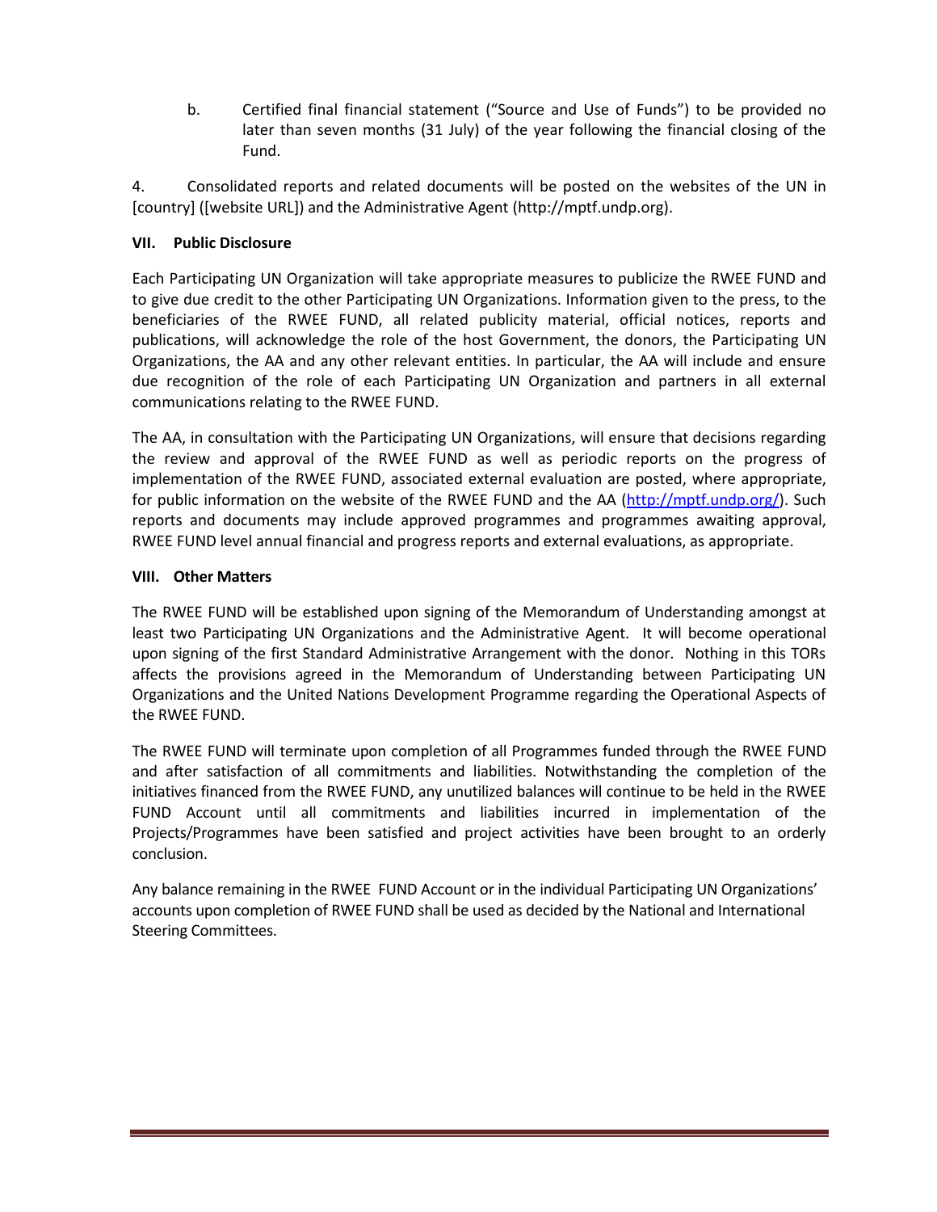b. Certified final financial statement ("Source and Use of Funds") to be provided no later than seven months (31 July) of the year following the financial closing of the Fund.

4. Consolidated reports and related documents will be posted on the websites of the UN in [country] ([website URL]) and the Administrative Agent (http://mptf.undp.org).

## VII. Public Disclosure

Each Participating UN Organization will take appropriate measures to publicize the RWEE FUND and to give due credit to the other Participating UN Organizations. Information given to the press, to the beneficiaries of the RWEE FUND, all related publicity material, official notices, reports and publications, will acknowledge the role of the host Government, the donors, the Participating UN Organizations, the AA and any other relevant entities. In particular, the AA will include and ensure due recognition of the role of each Participating UN Organization and partners in all external communications relating to the RWEE FUND.

The AA, in consultation with the Participating UN Organizations, will ensure that decisions regarding the review and approval of the RWEE FUND as well as periodic reports on the progress of implementation of the RWEE FUND, associated external evaluation are posted, where appropriate, for public information on the website of the RWEE FUND and the AA (http://mptf.undp.org/). Such reports and documents may include approved programmes and programmes awaiting approval, RWEE FUND level annual financial and progress reports and external evaluations, as appropriate.

## VIII. Other Matters

The RWEE FUND will be established upon signing of the Memorandum of Understanding amongst at least two Participating UN Organizations and the Administrative Agent. It will become operational upon signing of the first Standard Administrative Arrangement with the donor. Nothing in this TORs affects the provisions agreed in the Memorandum of Understanding between Participating UN Organizations and the United Nations Development Programme regarding the Operational Aspects of the RWEE FUND.

The RWEE FUND will terminate upon completion of all Programmes funded through the RWEE FUND and after satisfaction of all commitments and liabilities. Notwithstanding the completion of the initiatives financed from the RWEE FUND, any unutilized balances will continue to be held in the RWEE FUND Account until all commitments and liabilities incurred in implementation of the Projects/Programmes have been satisfied and project activities have been brought to an orderly conclusion.

Any balance remaining in the RWEE FUND Account or in the individual Participating UN Organizations' accounts upon completion of RWEE FUND shall be used as decided by the National and International Steering Committees.